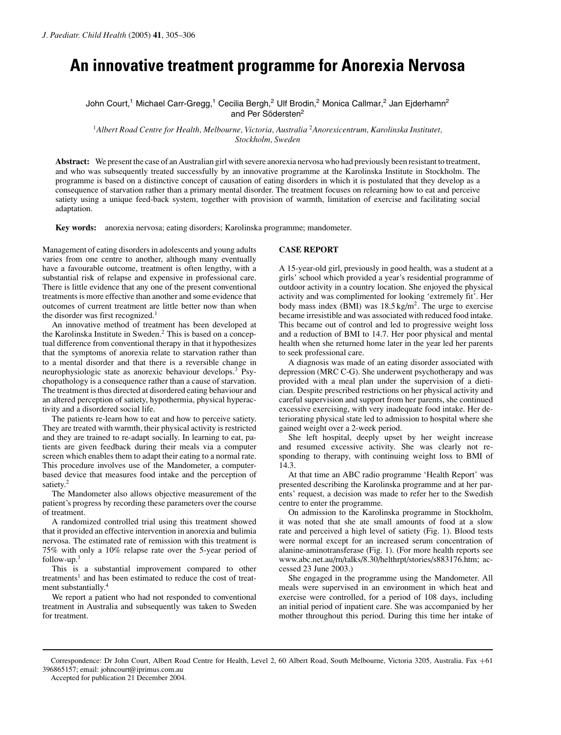# An innovative treatment programme for Anorexia Nervosa

John Court,[1] Michael Carr-Gregg,[1] Cecilia Bergh,[2] Ulf Brodin,[2] Monica Callmar,[2] Jan Ejderhamn[2] and Per Södersten[2]

[1]*Albert Road Centre for Health, Melbourne, Victoria, Australia* [2]*Anorexicentrum, Karolinska Institutet, Stockholm, Sweden*

**Abstract:** We present the case of an Australian girl with severe anorexia nervosa who had previously been resistant to treatment, and who was subsequently treated successfully by an innovative programme at the Karolinska Institute in Stockholm. The programme is based on a distinctive concept of causation of eating disorders in which it is postulated that they develop as a consequence of starvation rather than a primary mental disorder. The treatment focuses on relearning how to eat and perceive satiety using a unique feed-back system, together with provision of warmth, limitation of exercise and facilitating social adaptation.

**Key words:** anorexia nervosa; eating disorders; Karolinska programme; mandometer.

Management of eating disorders in adolescents and young adults varies from one centre to another, although many eventually have a favourable outcome, treatment is often lengthy, with a substantial risk of relapse and expensive in professional care. There is little evidence that any one of the present conventional treatments is more effective than another and some evidence that outcomes of current treatment are little better now than when the disorder was first recognized.[1]

An innovative method of treatment has been developed at the Karolinska Institute in Sweden.[2] This is based on a conceptual difference from conventional therapy in that it hypothesizes that the symptoms of anorexia relate to starvation rather than to a mental disorder and that there is a reversible change in neurophysiologic state as anorexic behaviour develops.[3] Psychopathology is a consequence rather than a cause of starvation. The treatment is thus directed at disordered eating behaviour and an altered perception of satiety, hypothermia, physical hyperactivity and a disordered social life.

The patients re-learn how to eat and how to perceive satiety. They are treated with warmth, their physical activity is restricted and they are trained to re-adapt socially. In learning to eat, patients are given feedback during their meals via a computer screen which enables them to adapt their eating to a normal rate. This procedure involves use of the Mandometer, a computer-based device that measures food intake and the perception of satiety.[2]

The Mandometer also allows objective measurement of the patient's progress by recording these parameters over the course of treatment.

A randomized controlled trial using this treatment showed that it provided an effective intervention in anorexia and bulimia nervosa. The estimated rate of remission with this treatment is 75% with only a 10% relapse rate over the 5-year period of follow-up.[3]

This is a substantial improvement compared to other treatments[1] and has been estimated to reduce the cost of treatment substantially.[4]

We report a patient who had not responded to conventional treatment in Australia and subsequently was taken to Sweden for treatment.

## CASE REPORT

A 15-year-old girl, previously in good health, was a student at a girls' school which provided a year's residential programme of outdoor activity in a country location. She enjoyed the physical activity and was complimented for looking 'extremely fit'. Her body mass index (BMI) was 18.5 $kg/m^2$. The urge to exercise became irresistible and was associated with reduced food intake. This became out of control and led to progressive weight loss and a reduction of BMI to 14.7. Her poor physical and mental health when she returned home later in the year led her parents to seek professional care.

A diagnosis was made of an eating disorder associated with depression (MRC C-G). She underwent psychotherapy and was provided with a meal plan under the supervision of a dietician. Despite prescribed restrictions on her physical activity and careful supervision and support from her parents, she continued excessive exercising, with very inadequate food intake. Her deteriorating physical state led to admission to hospital where she gained weight over a 2-week period.

She left hospital, deeply upset by her weight increase and resumed excessive activity. She was clearly not responding to therapy, with continuing weight loss to BMI of 14.3.

At that time an ABC radio programme 'Health Report' was presented describing the Karolinska programme and at her parents' request, a decision was made to refer her to the Swedish centre to enter the programme.

On admission to the Karolinska programme in Stockholm, it was noted that she ate small amounts of food at a slow rate and perceived a high level of satiety (Fig. 1). Blood tests were normal except for an increased serum concentration of alanine-aminotransferase (Fig. 1). (For more health reports see www.abc.net.au/rn/talks/8.30/helthrpt/stories/s883176.htm; accessed 23 June 2003.)

She engaged in the programme using the Mandometer. All meals were supervised in an environment in which heat and exercise were controlled, for a period of 108 days, including an initial period of inpatient care. She was accompanied by her mother throughout this period. During this time her intake of

Correspondence: Dr John Court, Albert Road Centre for Health, Level 2, 60 Albert Road, South Melbourne, Victoria 3205, Australia. Fax +61 396865157; email: johncourt@iprimus.com.au

Accepted for publication 21 December 2004.